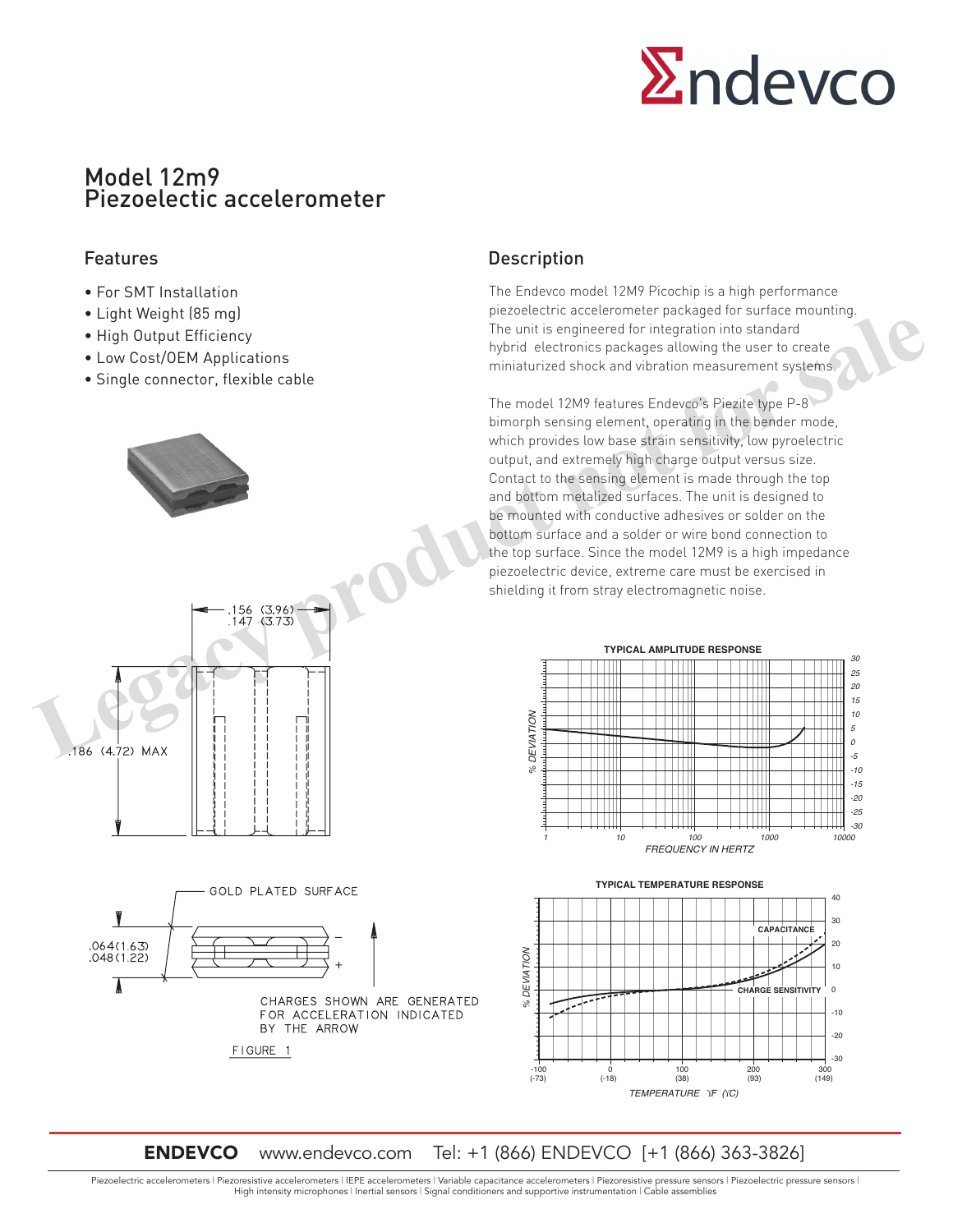# Model 12m9
# Piezoelectic accelerometer

## Features

- For SMT Installation
- Light Weight (85 mg)
- High Output Efficiency
- Low Cost/OEM Applications
- Single connector, flexible cable

## Description

The Endevco model 12M9 Picochip is a high performance piezoelectric accelerometer packaged for surface mounting. The unit is engineered for integration into standard hybrid electronics packages allowing the user to create miniaturized shock and vibration measurement systems.

The model 12M9 features Endevco's Piezite type P-8 bimorph sensing element, operating in the bender mode, which provides low base strain sensitivity, low pyroelectric output, and extremely high charge output versus size. Contact to the sensing element is made through the top and bottom metalized surfaces. The unit is designed to be mounted with conductive adhesives or solder on the bottom surface and a solder or wire bond connection to the top surface. Since the model 12M9 is a high impedance piezoelectric device, extreme care must be exercised in shielding it from stray electromagnetic noise.

.156 (3.96)
.147 (3.73)

.186 (4.72) MAX

GOLD PLATED SURFACE

.064(1.63)
.048(1.22)

CHARGES SHOWN ARE GENERATED FOR ACCELERATION INDICATED BY THE ARROW

FIGURE 1

**TYPICAL AMPLITUDE RESPONSE**

% DEVIATION — FREQUENCY IN HERTZ

**TYPICAL TEMPERATURE RESPONSE**

CAPACITANCE — CHARGE SENSITIVITY

% DEVIATION — TEMPERATURE °F (°C)

**ENDEVCO** www.endevco.com Tel: +1 (866) ENDEVCO [+1 (866) 363-3826]

Piezoelectric accelerometers | Piezoresistive accelerometers | IEPE accelerometers | Variable capacitance accelerometers | Piezoresistive pressure sensors | Piezoelectric pressure sensors | High intensity microphones | Inertial sensors | Signal conditioners and supportive instrumentation | Cable assemblies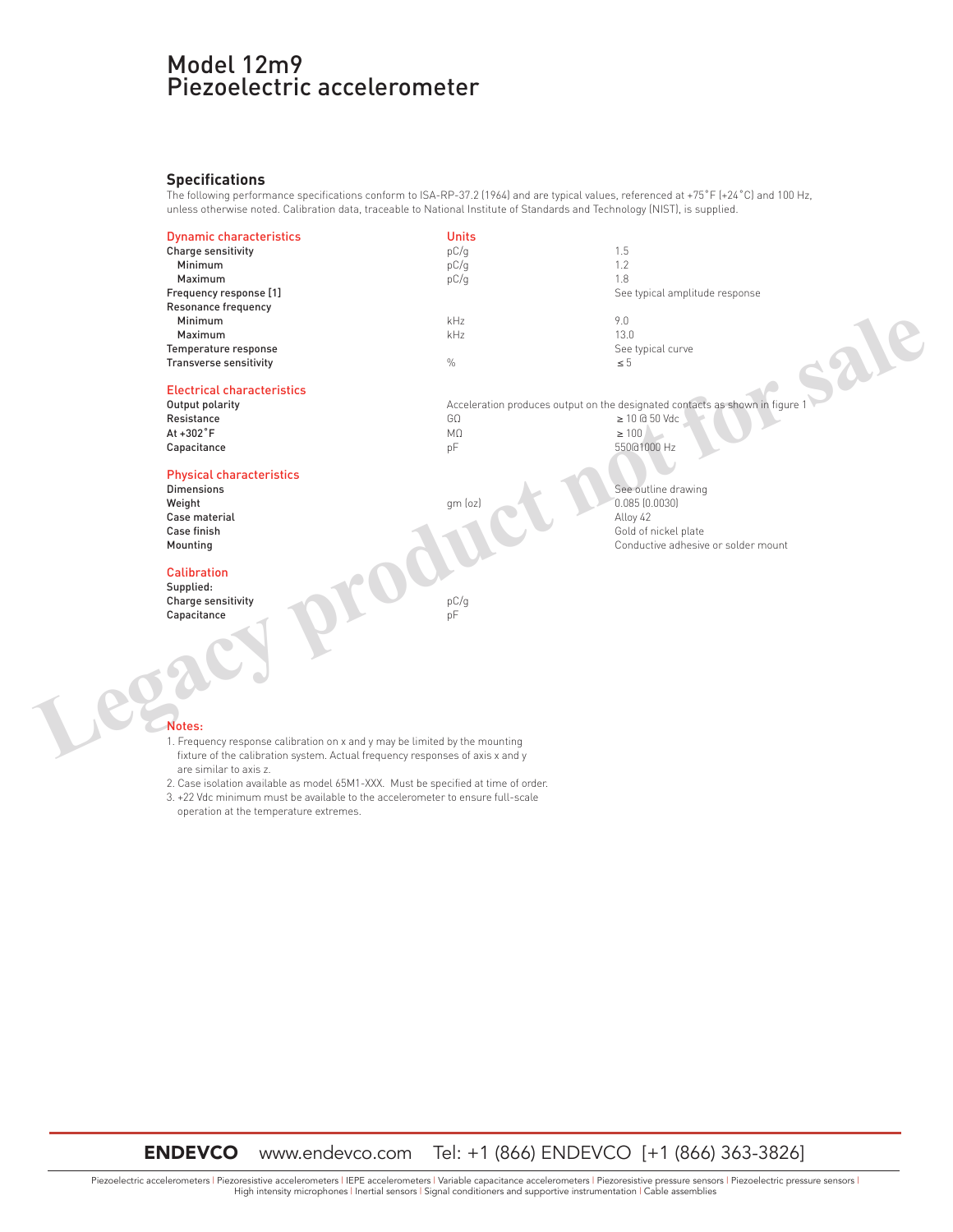# Model 12m9
# Piezoelectric accelerometer

## Specifications

The following performance specifications conform to ISA-RP-37.2 (1964) and are typical values, referenced at +75˚F (+24˚C) and 100 Hz, unless otherwise noted. Calibration data, traceable to National Institute of Standards and Technology (NIST), is supplied.

| Dynamic characteristics | Units | |
|---|---|---|
| Charge sensitivity | pC/g | 1.5 |
| Minimum | pC/g | 1.2 |
| Maximum | pC/g | 1.8 |
| Frequency response [1] | | See typical amplitude response |
| Resonance frequency | | |
| Minimum | kHz | 9.0 |
| Maximum | kHz | 13.0 |
| Temperature response | | See typical curve |
| Transverse sensitivity | % | ≤ 5 |

| Electrical characteristics | | |
|---|---|---|
| Output polarity | Acceleration produces output on the designated contacts as shown in figure 1 | |
| Resistance | GΩ | ≥ 10 @ 50 Vdc |
| At +302˚F | MΩ | ≥ 100 |
| Capacitance | pF | 550@1000 Hz |

| Physical characteristics | | |
|---|---|---|
| Dimensions | | See outline drawing |
| Weight | gm (oz) | 0.085 (0.0030) |
| Case material | | Alloy 42 |
| Case finish | | Gold of nickel plate |
| Mounting | | Conductive adhesive or solder mount |

| Calibration | | |
|---|---|---|
| Supplied: | | |
| Charge sensitivity | pC/g | |
| Capacitance | pF | |

Legacy product not for sale

**Notes:**

1. Frequency response calibration on x and y may be limited by the mounting fixture of the calibration system. Actual frequency responses of axis x and y are similar to axis z.
2. Case isolation available as model 65M1-XXX. Must be specified at time of order.
3. +22 Vdc minimum must be available to the accelerometer to ensure full-scale operation at the temperature extremes.

**ENDEVCO** www.endevco.com Tel: +1 (866) ENDEVCO [+1 (866) 363-3826]

Piezoelectric accelerometers | Piezoresistive accelerometers | IEPE accelerometers | Variable capacitance accelerometers | Piezoresistive pressure sensors | Piezoelectric pressure sensors | High intensity microphones | Inertial sensors | Signal conditioners and supportive instrumentation | Cable assemblies